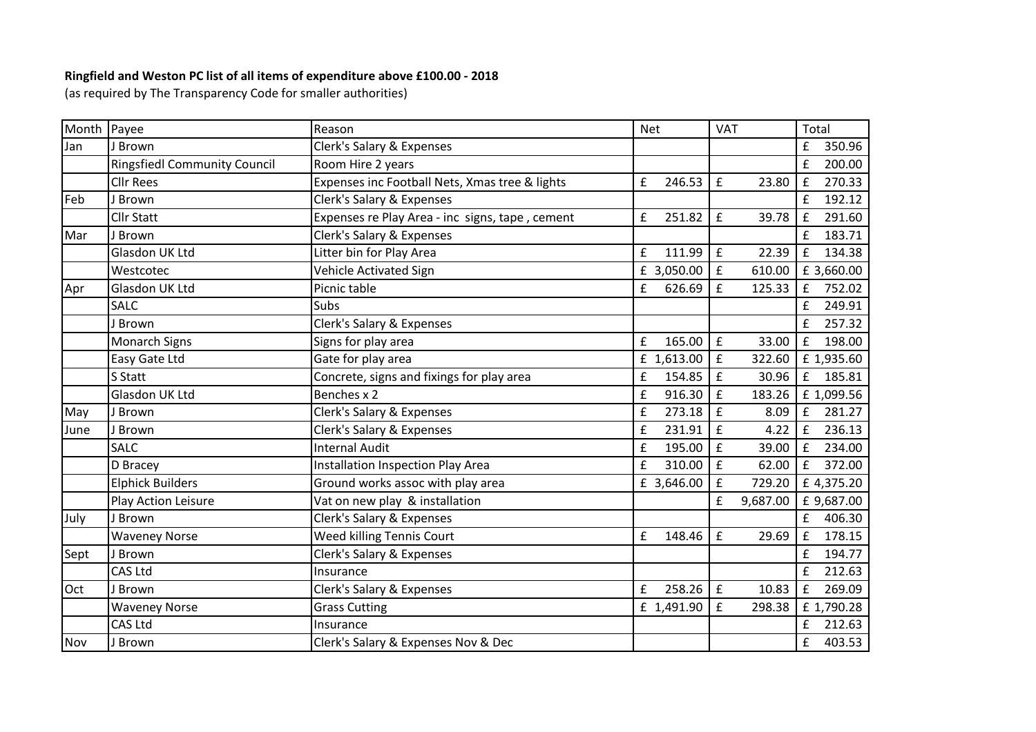**Ringfield and Weston PC list of all items of expenditure above £100.00 - 2018**

(as required by The Transparency Code for smaller authorities)

| Month | Payee | Reason | Net | VAT | Total |
|---|---|---|---|---|---|
| Jan | J Brown | Clerk's Salary & Expenses | | | £ 350.96 |
| | Ringsfiedl Community Council | Room Hire 2 years | | | £ 200.00 |
| | Cllr Rees | Expenses inc Football Nets, Xmas tree & lights | £ 246.53 | £ 23.80 | £ 270.33 |
| Feb | J Brown | Clerk's Salary & Expenses | | | £ 192.12 |
| | Cllr Statt | Expenses re Play Area - inc signs, tape , cement | £ 251.82 | £ 39.78 | £ 291.60 |
| Mar | J Brown | Clerk's Salary & Expenses | | | £ 183.71 |
| | Glasdon UK Ltd | Litter bin for Play Area | £ 111.99 | £ 22.39 | £ 134.38 |
| | Westcotec | Vehicle Activated Sign | £ 3,050.00 | £ 610.00 | £ 3,660.00 |
| Apr | Glasdon UK Ltd | Picnic table | £ 626.69 | £ 125.33 | £ 752.02 |
| | SALC | Subs | | | £ 249.91 |
| | J Brown | Clerk's Salary & Expenses | | | £ 257.32 |
| | Monarch Signs | Signs for play area | £ 165.00 | £ 33.00 | £ 198.00 |
| | Easy Gate Ltd | Gate for play area | £ 1,613.00 | £ 322.60 | £ 1,935.60 |
| | S Statt | Concrete, signs and fixings for play area | £ 154.85 | £ 30.96 | £ 185.81 |
| | Glasdon UK Ltd | Benches x 2 | £ 916.30 | £ 183.26 | £ 1,099.56 |
| May | J Brown | Clerk's Salary & Expenses | £ 273.18 | £ 8.09 | £ 281.27 |
| June | J Brown | Clerk's Salary & Expenses | £ 231.91 | £ 4.22 | £ 236.13 |
| | SALC | Internal Audit | £ 195.00 | £ 39.00 | £ 234.00 |
| | D Bracey | Installation Inspection Play Area | £ 310.00 | £ 62.00 | £ 372.00 |
| | Elphick Builders | Ground works assoc with play area | £ 3,646.00 | £ 729.20 | £ 4,375.20 |
| | Play Action Leisure | Vat on new play & installation | | £ 9,687.00 | £ 9,687.00 |
| July | J Brown | Clerk's Salary & Expenses | | | £ 406.30 |
| | Waveney Norse | Weed killing Tennis Court | £ 148.46 | £ 29.69 | £ 178.15 |
| Sept | J Brown | Clerk's Salary & Expenses | | | £ 194.77 |
| | CAS Ltd | Insurance | | | £ 212.63 |
| Oct | J Brown | Clerk's Salary & Expenses | £ 258.26 | £ 10.83 | £ 269.09 |
| | Waveney Norse | Grass Cutting | £ 1,491.90 | £ 298.38 | £ 1,790.28 |
| | CAS Ltd | Insurance | | | £ 212.63 |
| Nov | J Brown | Clerk's Salary & Expenses Nov & Dec | | | £ 403.53 |